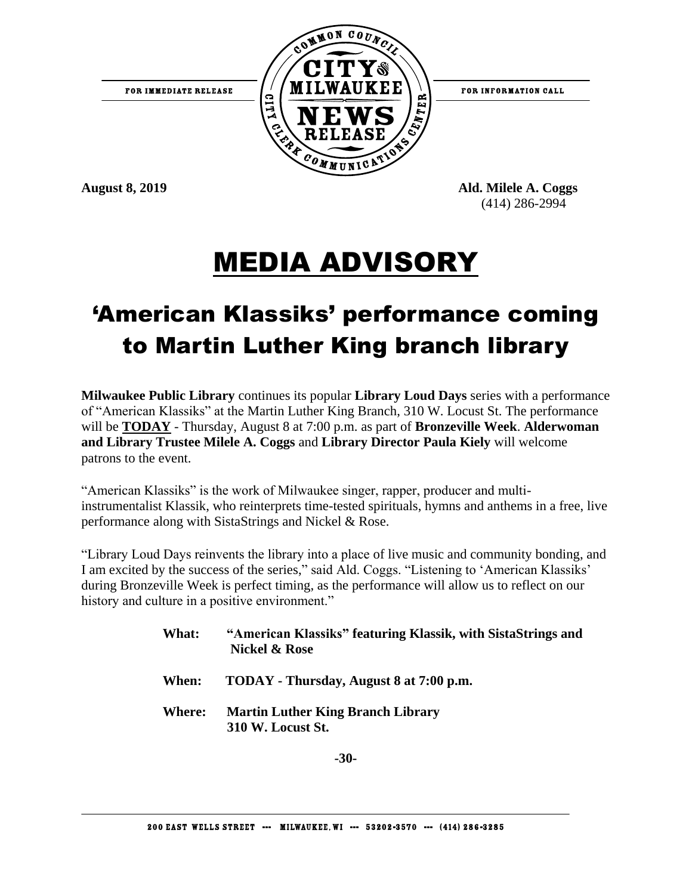FOR IMMEDIATE RELEASE

COMMON COUNCIL CITY OF MILWAUKEE NEWS RELEASE CITY CLERK COMMUNICATIONS CENTER

FOR INFORMATION CALL

**August 8, 2019**

**Ald. Milele A. Coggs**
(414) 286-2994

# MEDIA ADVISORY

## 'American Klassiks' performance coming to Martin Luther King branch library

**Milwaukee Public Library** continues its popular **Library Loud Days** series with a performance of "American Klassiks" at the Martin Luther King Branch, 310 W. Locust St. The performance will be **TODAY** - Thursday, August 8 at 7:00 p.m. as part of **Bronzeville Week**. **Alderwoman and Library Trustee Milele A. Coggs** and **Library Director Paula Kiely** will welcome patrons to the event.

"American Klassiks" is the work of Milwaukee singer, rapper, producer and multi-instrumentalist Klassik, who reinterprets time-tested spirituals, hymns and anthems in a free, live performance along with SistaStrings and Nickel & Rose.

"Library Loud Days reinvents the library into a place of live music and community bonding, and I am excited by the success of the series," said Ald. Coggs. "Listening to 'American Klassiks' during Bronzeville Week is perfect timing, as the performance will allow us to reflect on our history and culture in a positive environment."

**What:** **"American Klassiks" featuring Klassik, with SistaStrings and Nickel & Rose**

**When:** **TODAY - Thursday, August 8 at 7:00 p.m.**

**Where:** **Martin Luther King Branch Library**
**310 W. Locust St.**

**-30-**

200 EAST WELLS STREET --- MILWAUKEE, WI --- 53202-3570 --- (414) 286-3285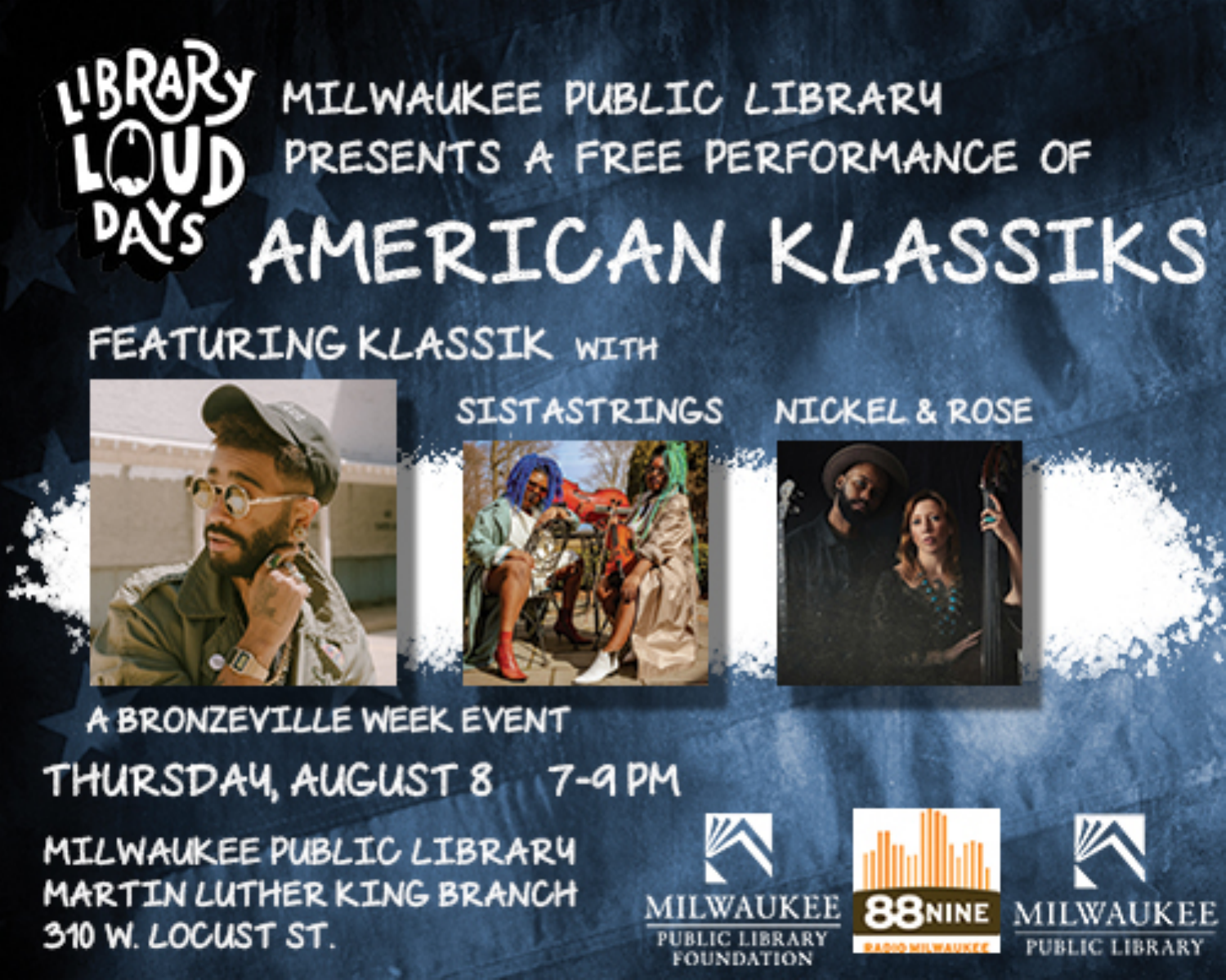LIBRARY LOUD DAYS

MILWAUKEE PUBLIC LIBRARY PRESENTS A FREE PERFORMANCE OF

# AMERICAN KLASSIKS

FEATURING KLASSIK WITH

SISTASTRINGS NICKEL & ROSE

A BRONZEVILLE WEEK EVENT

THURSDAY, AUGUST 8 7-9 PM

MILWAUKEE PUBLIC LIBRARY
MARTIN LUTHER KING BRANCH
310 W. LOCUST ST.

MILWAUKEE PUBLIC LIBRARY FOUNDATION

88NINE RADIO MILWAUKEE

MILWAUKEE PUBLIC LIBRARY